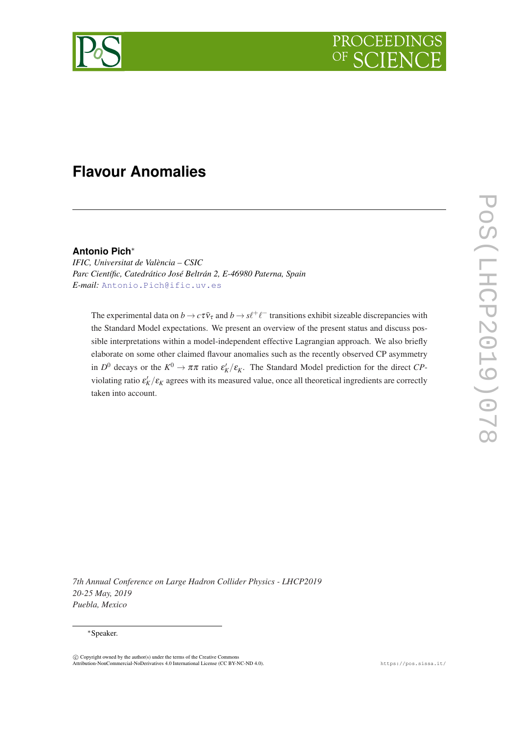# Flavour Anomalies

**Antonio Pich***

*IFIC, Universitat de València – CSIC*
*Parc Científic, Catedrático José Beltrán 2, E-46980 Paterna, Spain*
*E-mail:* Antonio.Pich@ific.uv.es

The experimental data on $b \to c\tau\bar{\nu}_\tau$ and $b \to s\ell^+\ell^-$ transitions exhibit sizeable discrepancies with the Standard Model expectations. We present an overview of the present status and discuss possible interpretations within a model-independent effective Lagrangian approach. We also briefly elaborate on some other claimed flavour anomalies such as the recently observed CP asymmetry in $D^0$ decays or the $K^0 \to \pi\pi$ ratio $\varepsilon'_K/\varepsilon_K$. The Standard Model prediction for the direct *CP*-violating ratio $\varepsilon'_K/\varepsilon_K$ agrees with its measured value, once all theoretical ingredients are correctly taken into account.

*7th Annual Conference on Large Hadron Collider Physics - LHCP2019*
*20-25 May, 2019*
*Puebla, Mexico*

*Speaker.

© Copyright owned by the author(s) under the terms of the Creative Commons Attribution-NonCommercial-NoDerivatives 4.0 International License (CC BY-NC-ND 4.0).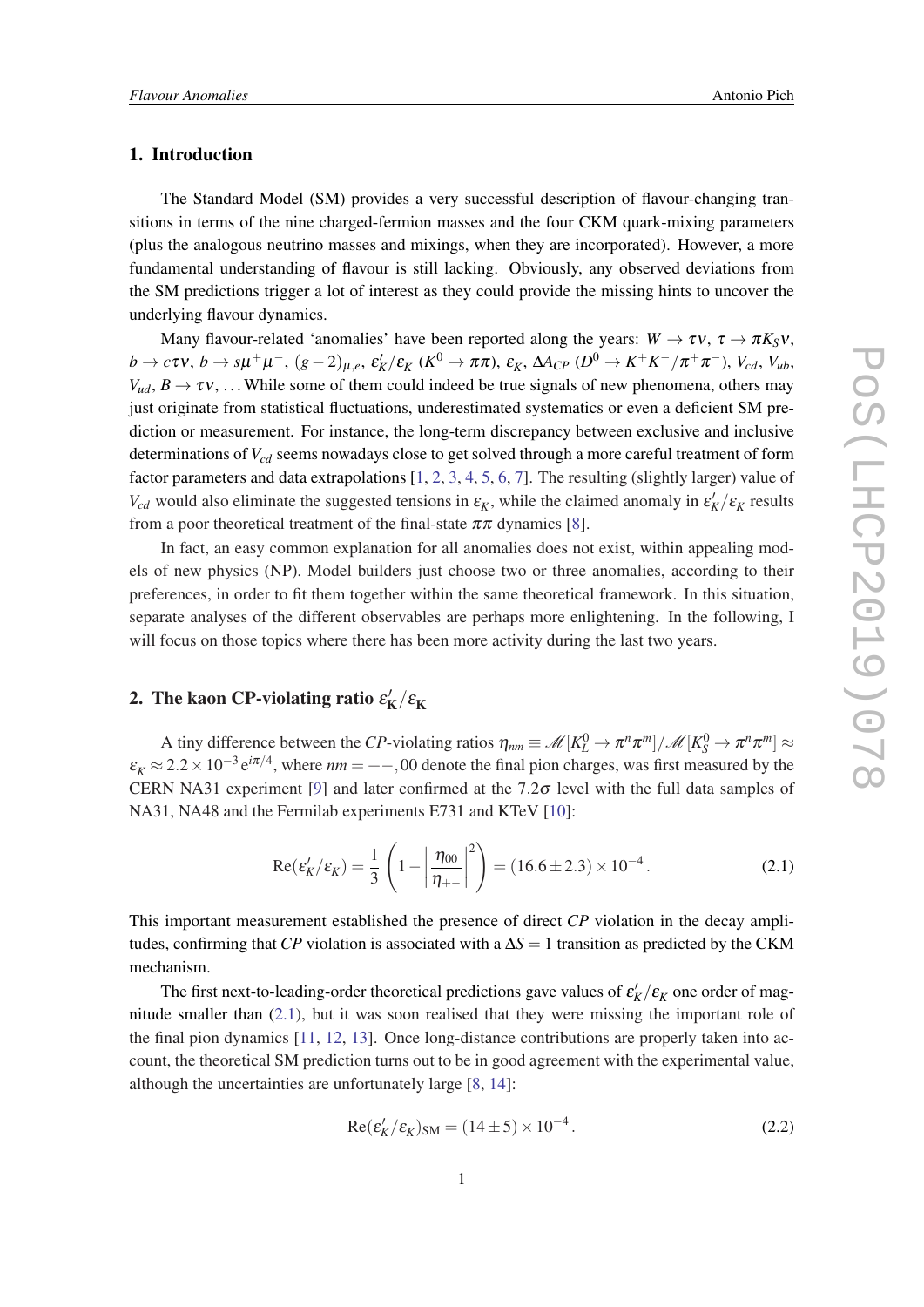## 1. Introduction

The Standard Model (SM) provides a very successful description of flavour-changing transitions in terms of the nine charged-fermion masses and the four CKM quark-mixing parameters (plus the analogous neutrino masses and mixings, when they are incorporated). However, a more fundamental understanding of flavour is still lacking. Obviously, any observed deviations from the SM predictions trigger a lot of interest as they could provide the missing hints to uncover the underlying flavour dynamics.

Many flavour-related 'anomalies' have been reported along the years: $W \to \tau\nu$, $\tau \to \pi K_S \nu$, $b \to c\tau\nu$, $b \to s\mu^+\mu^-$, $(g-2)_{\mu,e}$, $\varepsilon'_K/\varepsilon_K$ ($K^0 \to \pi\pi$), $\varepsilon_K$, $\Delta A_{CP}$ ($D^0 \to K^+K^-/\pi^+\pi^-$), $V_{cd}$, $V_{ub}$, $V_{ud}$, $B \to \tau\nu$, ... While some of them could indeed be true signals of new phenomena, others may just originate from statistical fluctuations, underestimated systematics or even a deficient SM prediction or measurement. For instance, the long-term discrepancy between exclusive and inclusive determinations of $V_{cd}$ seems nowadays close to get solved through a more careful treatment of form factor parameters and data extrapolations [1, 2, 3, 4, 5, 6, 7]. The resulting (slightly larger) value of $V_{cd}$ would also eliminate the suggested tensions in $\varepsilon_K$, while the claimed anomaly in $\varepsilon'_K/\varepsilon_K$ results from a poor theoretical treatment of the final-state $\pi\pi$ dynamics [8].

In fact, an easy common explanation for all anomalies does not exist, within appealing models of new physics (NP). Model builders just choose two or three anomalies, according to their preferences, in order to fit them together within the same theoretical framework. In this situation, separate analyses of the different observables are perhaps more enlightening. In the following, I will focus on those topics where there has been more activity during the last two years.

## 2. The kaon CP-violating ratio $\varepsilon'_K/\varepsilon_K$

A tiny difference between the *CP*-violating ratios $\eta_{nm} \equiv \mathscr{M}[K_L^0 \to \pi^n\pi^m]/\mathscr{M}[K_S^0 \to \pi^n\pi^m] \approx \varepsilon_K \approx 2.2\times 10^{-3}\,\mathrm{e}^{i\pi/4}$, where $nm = +-, 00$ denote the final pion charges, was first measured by the CERN NA31 experiment [9] and later confirmed at the $7.2\sigma$ level with the full data samples of NA31, NA48 and the Fermilab experiments E731 and KTeV [10]:

$$\mathrm{Re}(\varepsilon'_K/\varepsilon_K) = \frac{1}{3}\left(1 - \left|\frac{\eta_{00}}{\eta_{+-}}\right|^2\right) = (16.6 \pm 2.3)\times 10^{-4}\,. \tag{2.1}$$

This important measurement established the presence of direct *CP* violation in the decay amplitudes, confirming that *CP* violation is associated with a $\Delta S = 1$ transition as predicted by the CKM mechanism.

The first next-to-leading-order theoretical predictions gave values of $\varepsilon'_K/\varepsilon_K$ one order of magnitude smaller than (2.1), but it was soon realised that they were missing the important role of the final pion dynamics [11, 12, 13]. Once long-distance contributions are properly taken into account, the theoretical SM prediction turns out to be in good agreement with the experimental value, although the uncertainties are unfortunately large [8, 14]:

$$\mathrm{Re}(\varepsilon'_K/\varepsilon_K)_{\mathrm{SM}} = (14 \pm 5)\times 10^{-4}\,. \tag{2.2}$$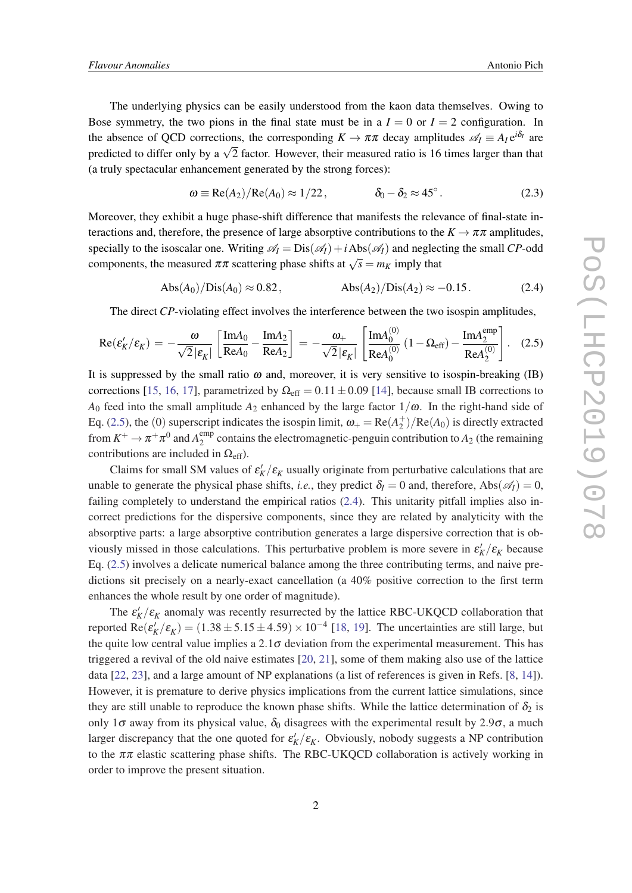The underlying physics can be easily understood from the kaon data themselves. Owing to Bose symmetry, the two pions in the final state must be in a $I = 0$ or $I = 2$ configuration. In the absence of QCD corrections, the corresponding $K \to \pi\pi$ decay amplitudes $\mathcal{A}_I \equiv A_I\, e^{i\delta_I}$ are predicted to differ only by a $\sqrt{2}$ factor. However, their measured ratio is 16 times larger than that (a truly spectacular enhancement generated by the strong forces):

$$\omega \equiv \mathrm{Re}(A_2)/\mathrm{Re}(A_0) \approx 1/22\,, \qquad\qquad \delta_0 - \delta_2 \approx 45^\circ\,. \tag{2.3}$$

Moreover, they exhibit a huge phase-shift difference that manifests the relevance of final-state interactions and, therefore, the presence of large absorptive contributions to the $K \to \pi\pi$ amplitudes, specially to the isoscalar one. Writing $\mathcal{A}_I = \mathrm{Dis}(\mathcal{A}_I) + i\,\mathrm{Abs}(\mathcal{A}_I)$ and neglecting the small *CP*-odd components, the measured $\pi\pi$ scattering phase shifts at $\sqrt{s} = m_K$ imply that

$$\mathrm{Abs}(A_0)/\mathrm{Dis}(A_0) \approx 0.82\,, \qquad\qquad \mathrm{Abs}(A_2)/\mathrm{Dis}(A_2) \approx -0.15\,. \tag{2.4}$$

The direct *CP*-violating effect involves the interference between the two isospin amplitudes,

$$\mathrm{Re}(\varepsilon_K'/\varepsilon_K) = -\frac{\omega}{\sqrt{2}\,|\varepsilon_K|}\left[\frac{\mathrm{Im}A_0}{\mathrm{Re}A_0} - \frac{\mathrm{Im}A_2}{\mathrm{Re}A_2}\right] = -\frac{\omega_+}{\sqrt{2}\,|\varepsilon_K|}\left[\frac{\mathrm{Im}A_0^{(0)}}{\mathrm{Re}A_0^{(0)}}\,(1-\Omega_{\mathrm{eff}}) - \frac{\mathrm{Im}A_2^{\mathrm{emp}}}{\mathrm{Re}A_2^{(0)}}\right]. \tag{2.5}$$

It is suppressed by the small ratio $\omega$ and, moreover, it is very sensitive to isospin-breaking (IB) corrections [15, 16, 17], parametrized by $\Omega_{\mathrm{eff}} = 0.11 \pm 0.09$ [14], because small IB corrections to $A_0$ feed into the small amplitude $A_2$ enhanced by the large factor $1/\omega$. In the right-hand side of Eq. (2.5), the (0) superscript indicates the isospin limit, $\omega_+ = \mathrm{Re}(A_2^+)/\mathrm{Re}(A_0)$ is directly extracted from $K^+ \to \pi^+\pi^0$ and $A_2^{\mathrm{emp}}$ contains the electromagnetic-penguin contribution to $A_2$ (the remaining contributions are included in $\Omega_{\mathrm{eff}}$).

Claims for small SM values of $\varepsilon_K'/\varepsilon_K$ usually originate from perturbative calculations that are unable to generate the physical phase shifts, *i.e.*, they predict $\delta_I = 0$ and, therefore, $\mathrm{Abs}(\mathcal{A}_I) = 0$, failing completely to understand the empirical ratios (2.4). This unitarity pitfall implies also incorrect predictions for the dispersive components, since they are related by analyticity with the absorptive parts: a large absorptive contribution generates a large dispersive correction that is obviously missed in those calculations. This perturbative problem is more severe in $\varepsilon_K'/\varepsilon_K$ because Eq. (2.5) involves a delicate numerical balance among the three contributing terms, and naive predictions sit precisely on a nearly-exact cancellation (a 40% positive correction to the first term enhances the whole result by one order of magnitude).

The $\varepsilon_K'/\varepsilon_K$ anomaly was recently resurrected by the lattice RBC-UKQCD collaboration that reported $\mathrm{Re}(\varepsilon_K'/\varepsilon_K) = (1.38 \pm 5.15 \pm 4.59) \times 10^{-4}$ [18, 19]. The uncertainties are still large, but the quite low central value implies a $2.1\sigma$ deviation from the experimental measurement. This has triggered a revival of the old naive estimates [20, 21], some of them making also use of the lattice data [22, 23], and a large amount of NP explanations (a list of references is given in Refs. [8, 14]). However, it is premature to derive physics implications from the current lattice simulations, since they are still unable to reproduce the known phase shifts. While the lattice determination of $\delta_2$ is only $1\sigma$ away from its physical value, $\delta_0$ disagrees with the experimental result by $2.9\sigma$, a much larger discrepancy that the one quoted for $\varepsilon_K'/\varepsilon_K$. Obviously, nobody suggests a NP contribution to the $\pi\pi$ elastic scattering phase shifts. The RBC-UKQCD collaboration is actively working in order to improve the present situation.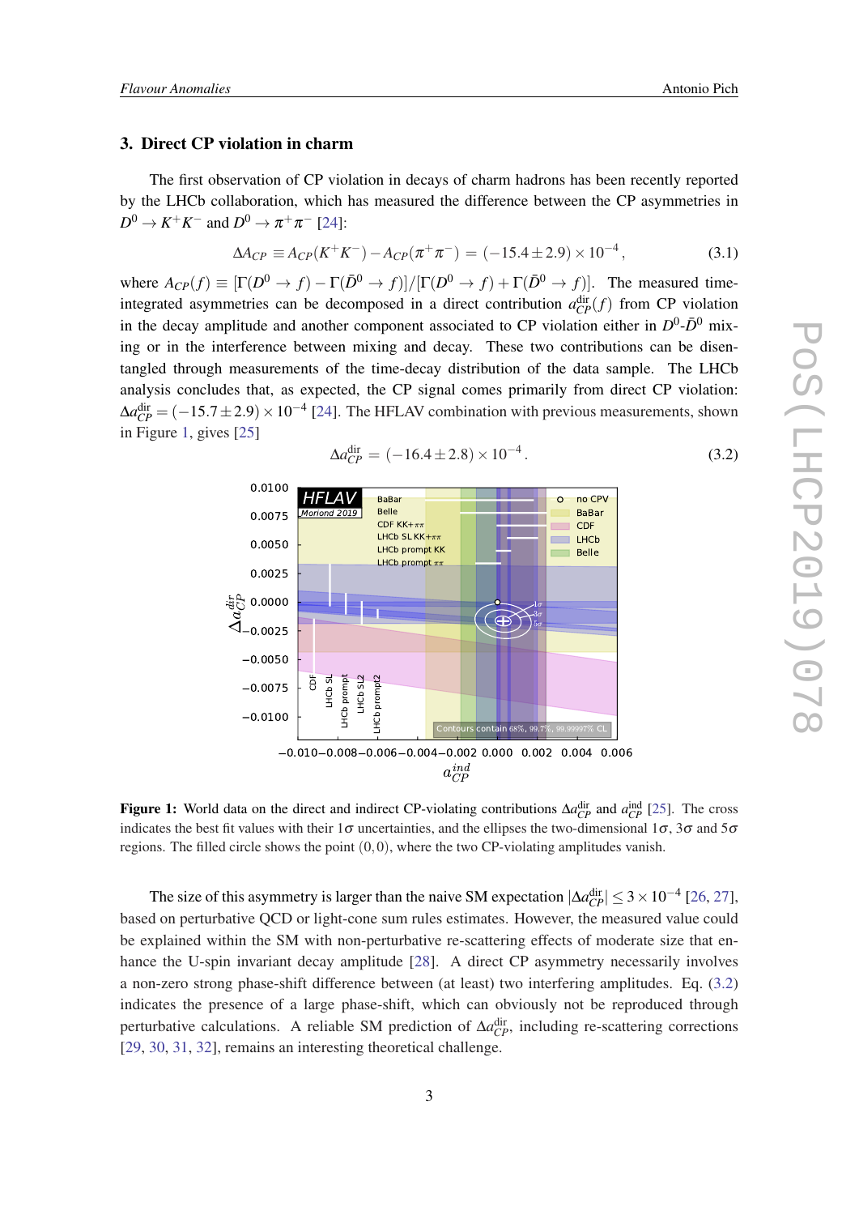## 3. Direct CP violation in charm

The first observation of CP violation in decays of charm hadrons has been recently reported by the LHCb collaboration, which has measured the difference between the CP asymmetries in $D^0 \to K^+K^-$ and $D^0 \to \pi^+\pi^-$ [24]:

$$\Delta A_{CP} \equiv A_{CP}(K^+K^-) - A_{CP}(\pi^+\pi^-) = (-15.4 \pm 2.9) \times 10^{-4}, \tag{3.1}$$

where $A_{CP}(f) \equiv [\Gamma(D^0 \to f) - \Gamma(\bar{D}^0 \to f)]/[\Gamma(D^0 \to f) + \Gamma(\bar{D}^0 \to f)]$. The measured time-integrated asymmetries can be decomposed in a direct contribution $a_{CP}^{\rm dir}(f)$ from CP violation in the decay amplitude and another component associated to CP violation either in $D^0$-$\bar{D}^0$ mixing or in the interference between mixing and decay. These two contributions can be disentangled through measurements of the time-decay distribution of the data sample. The LHCb analysis concludes that, as expected, the CP signal comes primarily from direct CP violation: $\Delta a_{CP}^{\rm dir} = (-15.7 \pm 2.9) \times 10^{-4}$ [24]. The HFLAV combination with previous measurements, shown in Figure 1, gives [25]

$$\Delta a_{CP}^{\rm dir} = (-16.4 \pm 2.8) \times 10^{-4}. \tag{3.2}$$

**Figure 1:** World data on the direct and indirect CP-violating contributions $\Delta a_{CP}^{\rm dir}$ and $a_{CP}^{\rm ind}$ [25]. The cross indicates the best fit values with their $1\sigma$ uncertainties, and the ellipses the two-dimensional $1\sigma$, $3\sigma$ and $5\sigma$ regions. The filled circle shows the point $(0,0)$, where the two CP-violating amplitudes vanish.

The size of this asymmetry is larger than the naive SM expectation $|\Delta a_{CP}^{\rm dir}| \leq 3 \times 10^{-4}$ [26, 27], based on perturbative QCD or light-cone sum rules estimates. However, the measured value could be explained within the SM with non-perturbative re-scattering effects of moderate size that enhance the U-spin invariant decay amplitude [28]. A direct CP asymmetry necessarily involves a non-zero strong phase-shift difference between (at least) two interfering amplitudes. Eq. (3.2) indicates the presence of a large phase-shift, which can obviously not be reproduced through perturbative calculations. A reliable SM prediction of $\Delta a_{CP}^{\rm dir}$, including re-scattering corrections [29, 30, 31, 32], remains an interesting theoretical challenge.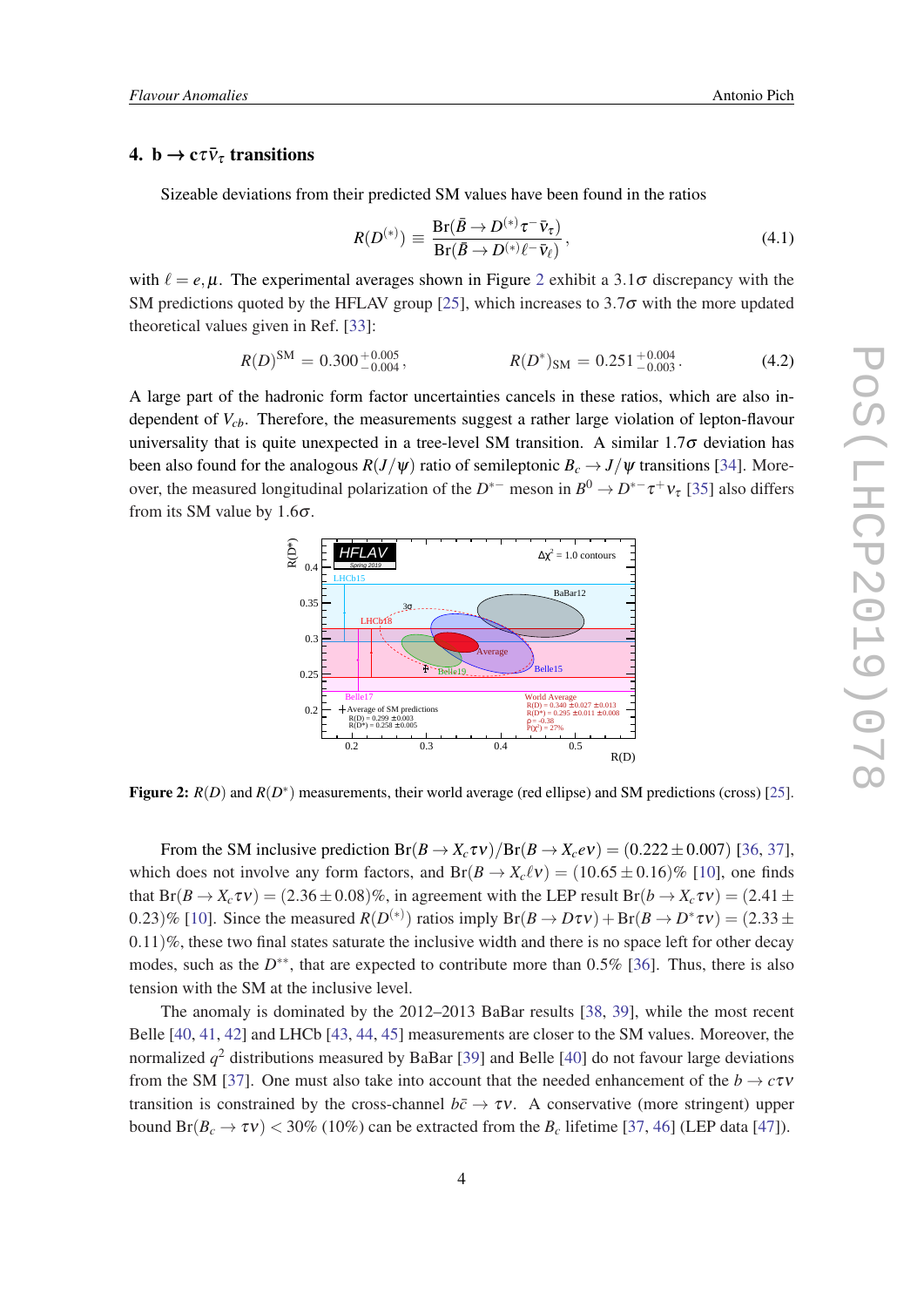## 4. $\mathbf{b \to c\tau\bar{\nu}_\tau}$ transitions

Sizeable deviations from their predicted SM values have been found in the ratios

$$R(D^{(*)}) \equiv \frac{\mathrm{Br}(\bar{B} \to D^{(*)}\tau^-\bar{\nu}_\tau)}{\mathrm{Br}(\bar{B} \to D^{(*)}\ell^-\bar{\nu}_\ell)}\,, \tag{4.1}$$

with $\ell = e, \mu$. The experimental averages shown in Figure 2 exhibit a $3.1\sigma$ discrepancy with the SM predictions quoted by the HFLAV group [25], which increases to $3.7\sigma$ with the more updated theoretical values given in Ref. [33]:

$$R(D)^{\mathrm{SM}} = 0.300\,^{+0.005}_{-0.004}\,, \qquad\qquad R(D^*)_{\mathrm{SM}} = 0.251\,^{+0.004}_{-0.003}\,. \tag{4.2}$$

A large part of the hadronic form factor uncertainties cancels in these ratios, which are also independent of $V_{cb}$. Therefore, the measurements suggest a rather large violation of lepton-flavour universality that is quite unexpected in a tree-level SM transition. A similar $1.7\sigma$ deviation has been also found for the analogous $R(J/\psi)$ ratio of semileptonic $B_c \to J/\psi$ transitions [34]. Moreover, the measured longitudinal polarization of the $D^{*-}$ meson in $B^0 \to D^{*-}\tau^+\nu_\tau$ [35] also differs from its SM value by $1.6\sigma$.

**Figure 2:** $R(D)$ and $R(D^*)$ measurements, their world average (red ellipse) and SM predictions (cross) [25].

From the SM inclusive prediction $\mathrm{Br}(B \to X_c\tau\nu)/\mathrm{Br}(B \to X_c e\nu) = (0.222 \pm 0.007)$ [36, 37], which does not involve any form factors, and $\mathrm{Br}(B \to X_c\ell\nu) = (10.65 \pm 0.16)\%$ [10], one finds that $\mathrm{Br}(B \to X_c\tau\nu) = (2.36 \pm 0.08)\%$, in agreement with the LEP result $\mathrm{Br}(b \to X_c\tau\nu) = (2.41 \pm 0.23)\%$ [10]. Since the measured $R(D^{(*)})$ ratios imply $\mathrm{Br}(B \to D\tau\nu) + \mathrm{Br}(B \to D^*\tau\nu) = (2.33 \pm 0.11)\%$, these two final states saturate the inclusive width and there is no space left for other decay modes, such as the $D^{**}$, that are expected to contribute more than 0.5% [36]. Thus, there is also tension with the SM at the inclusive level.

The anomaly is dominated by the 2012–2013 BaBar results [38, 39], while the most recent Belle [40, 41, 42] and LHCb [43, 44, 45] measurements are closer to the SM values. Moreover, the normalized $q^2$ distributions measured by BaBar [39] and Belle [40] do not favour large deviations from the SM [37]. One must also take into account that the needed enhancement of the $b \to c\tau\nu$ transition is constrained by the cross-channel $b\bar{c} \to \tau\nu$. A conservative (more stringent) upper bound $\mathrm{Br}(B_c \to \tau\nu) < 30\%$ (10%) can be extracted from the $B_c$ lifetime [37, 46] (LEP data [47]).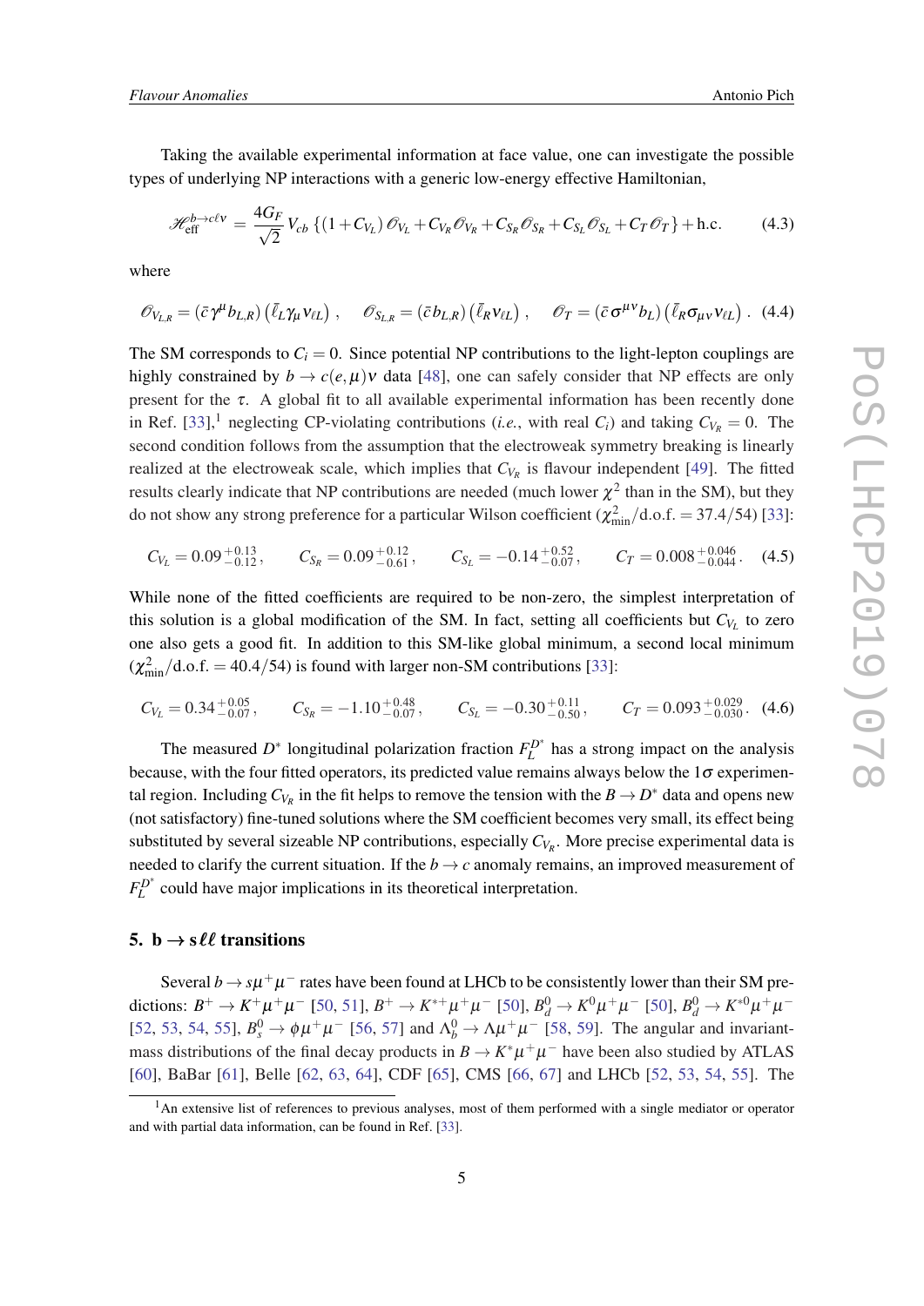Taking the available experimental information at face value, one can investigate the possible types of underlying NP interactions with a generic low-energy effective Hamiltonian,

$$\mathscr{H}_{\rm eff}^{b\to c\ell\nu} = \frac{4G_F}{\sqrt{2}}\, V_{cb}\, \{(1+C_{V_L})\, \mathscr{O}_{V_L} + C_{V_R}\mathscr{O}_{V_R} + C_{S_R}\mathscr{O}_{S_R} + C_{S_L}\mathscr{O}_{S_L} + C_T\mathscr{O}_T\} + \text{h.c.} \tag{4.3}$$

where

$$\mathscr{O}_{V_{L,R}} = (\bar c \gamma^\mu b_{L,R})\left(\bar\ell_L \gamma_\mu \nu_{\ell L}\right), \quad \mathscr{O}_{S_{L,R}} = (\bar c\, b_{L,R})\left(\bar\ell_R \nu_{\ell L}\right), \quad \mathscr{O}_T = (\bar c\, \sigma^{\mu\nu} b_L)\left(\bar\ell_R \sigma_{\mu\nu}\nu_{\ell L}\right). \tag{4.4}$$

The SM corresponds to $C_i = 0$. Since potential NP contributions to the light-lepton couplings are highly constrained by $b \to c(e,\mu)\nu$ data [48], one can safely consider that NP effects are only present for the $\tau$. A global fit to all available experimental information has been recently done in Ref. [33],[1] neglecting CP-violating contributions (*i.e.*, with real $C_i$) and taking $C_{V_R} = 0$. The second condition follows from the assumption that the electroweak symmetry breaking is linearly realized at the electroweak scale, which implies that $C_{V_R}$ is flavour independent [49]. The fitted results clearly indicate that NP contributions are needed (much lower $\chi^2$ than in the SM), but they do not show any strong preference for a particular Wilson coefficient ($\chi^2_{\rm min}/\text{d.o.f.} = 37.4/54$) [33]:

$$C_{V_L} = 0.09\,^{+0.13}_{-0.12}\,, \qquad C_{S_R} = 0.09\,^{+0.12}_{-0.61}\,, \qquad C_{S_L} = -0.14\,^{+0.52}_{-0.07}\,, \qquad C_T = 0.008\,^{+0.046}_{-0.044}\,. \tag{4.5}$$

While none of the fitted coefficients are required to be non-zero, the simplest interpretation of this solution is a global modification of the SM. In fact, setting all coefficients but $C_{V_L}$ to zero one also gets a good fit. In addition to this SM-like global minimum, a second local minimum ($\chi^2_{\rm min}/\text{d.o.f.} = 40.4/54$) is found with larger non-SM contributions [33]:

$$C_{V_L} = 0.34\,^{+0.05}_{-0.07}\,, \qquad C_{S_R} = -1.10\,^{+0.48}_{-0.07}\,, \qquad C_{S_L} = -0.30\,^{+0.11}_{-0.50}\,, \qquad C_T = 0.093\,^{+0.029}_{-0.030}\,. \tag{4.6}$$

The measured $D^*$ longitudinal polarization fraction $F_L^{D^*}$ has a strong impact on the analysis because, with the four fitted operators, its predicted value remains always below the $1\sigma$ experimental region. Including $C_{V_R}$ in the fit helps to remove the tension with the $B\to D^*$ data and opens new (not satisfactory) fine-tuned solutions where the SM coefficient becomes very small, its effect being substituted by several sizeable NP contributions, especially $C_{V_R}$. More precise experimental data is needed to clarify the current situation. If the $b\to c$ anomaly remains, an improved measurement of $F_L^{D^*}$ could have major implications in its theoretical interpretation.

## 5. $\mathbf{b \to s\ell\ell}$ transitions

Several $b\to s\mu^+\mu^-$ rates have been found at LHCb to be consistently lower than their SM predictions: $B^+\to K^+\mu^+\mu^-$ [50, 51], $B^+\to K^{*+}\mu^+\mu^-$ [50], $B^0_d\to K^0\mu^+\mu^-$ [50], $B^0_d\to K^{*0}\mu^+\mu^-$ [52, 53, 54, 55], $B^0_s\to \phi\mu^+\mu^-$ [56, 57] and $\Lambda^0_b\to\Lambda\mu^+\mu^-$ [58, 59]. The angular and invariant-mass distributions of the final decay products in $B\to K^*\mu^+\mu^-$ have been also studied by ATLAS [60], BaBar [61], Belle [62, 63, 64], CDF [65], CMS [66, 67] and LHCb [52, 53, 54, 55]. The

[1] An extensive list of references to previous analyses, most of them performed with a single mediator or operator and with partial data information, can be found in Ref. [33].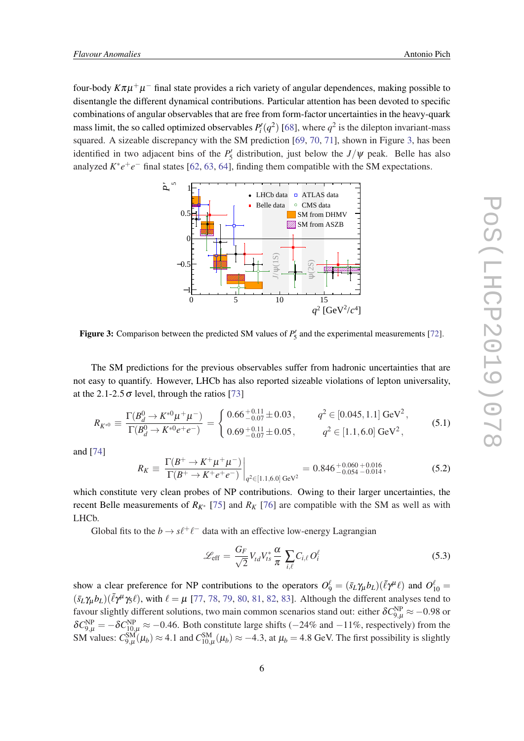four-body $K\pi\mu^+\mu^-$ final state provides a rich variety of angular dependences, making possible to disentangle the different dynamical contributions. Particular attention has been devoted to specific combinations of angular observables that are free from form-factor uncertainties in the heavy-quark mass limit, the so called optimized observables $P_i'(q^2)$ [68], where $q^2$ is the dilepton invariant-mass squared. A sizeable discrepancy with the SM prediction [69, 70, 71], shown in Figure 3, has been identified in two adjacent bins of the $P_5'$ distribution, just below the $J/\psi$ peak. Belle has also analyzed $K^*e^+e^-$ final states [62, 63, 64], finding them compatible with the SM expectations.

**Figure 3:** Comparison between the predicted SM values of $P_5'$ and the experimental measurements [72].

The SM predictions for the previous observables suffer from hadronic uncertainties that are not easy to quantify. However, LHCb has also reported sizeable violations of lepton universality, at the 2.1-2.5 $\sigma$ level, through the ratios [73]

$$R_{K^{*0}} \equiv \frac{\Gamma(B_d^0 \to K^{*0}\mu^+\mu^-)}{\Gamma(B_d^0 \to K^{*0}e^+e^-)} = \begin{cases} 0.66\,^{+0.11}_{-0.07} \pm 0.03\,, & q^2 \in [0.045, 1.1]\ \text{GeV}^2\,, \\ 0.69\,^{+0.11}_{-0.07} \pm 0.05\,, & q^2 \in [1.1, 6.0]\ \text{GeV}^2\,, \end{cases} \tag{5.1}$$

and [74]

$$R_K \equiv \left.\frac{\Gamma(B^+ \to K^+\mu^+\mu^-)}{\Gamma(B^+ \to K^+e^+e^-)}\right|_{q^2\in[1.1,6.0]\ \text{GeV}^2} = 0.846\,^{+0.060\,+0.016}_{-0.054\,-0.014}\,, \tag{5.2}$$

which constitute very clean probes of NP contributions. Owing to their larger uncertainties, the recent Belle measurements of $R_{K^*}$ [75] and $R_K$ [76] are compatible with the SM as well as with LHCb.

Global fits to the $b \to s\ell^+\ell^-$ data with an effective low-energy Lagrangian

$$\mathscr{L}_{\text{eff}} = \frac{G_F}{\sqrt{2}} V_{td} V_{ts}^* \, \frac{\alpha}{\pi} \sum_{i,\ell} C_{i,\ell}\, O_i^\ell \tag{5.3}$$

show a clear preference for NP contributions to the operators $O_9^\ell = (\bar{s}_L\gamma_\mu b_L)(\bar{\ell}\gamma^\mu\ell)$ and $O_{10}^\ell = (\bar{s}_L\gamma_\mu b_L)(\bar{\ell}\gamma^\mu\gamma_5\ell)$, with $\ell = \mu$ [77, 78, 79, 80, 81, 82, 83]. Although the different analyses tend to favour slightly different solutions, two main common scenarios stand out: either $\delta C_{9,\mu}^{\text{NP}} \approx -0.98$ or $\delta C_{9,\mu}^{\text{NP}} = -\delta C_{10,\mu}^{\text{NP}} \approx -0.46$. Both constitute large shifts ($-24\%$ and $-11\%$, respectively) from the SM values: $C_{9,\mu}^{\text{SM}}(\mu_b) \approx 4.1$ and $C_{10,\mu}^{\text{SM}}(\mu_b) \approx -4.3$, at $\mu_b = 4.8$ GeV. The first possibility is slightly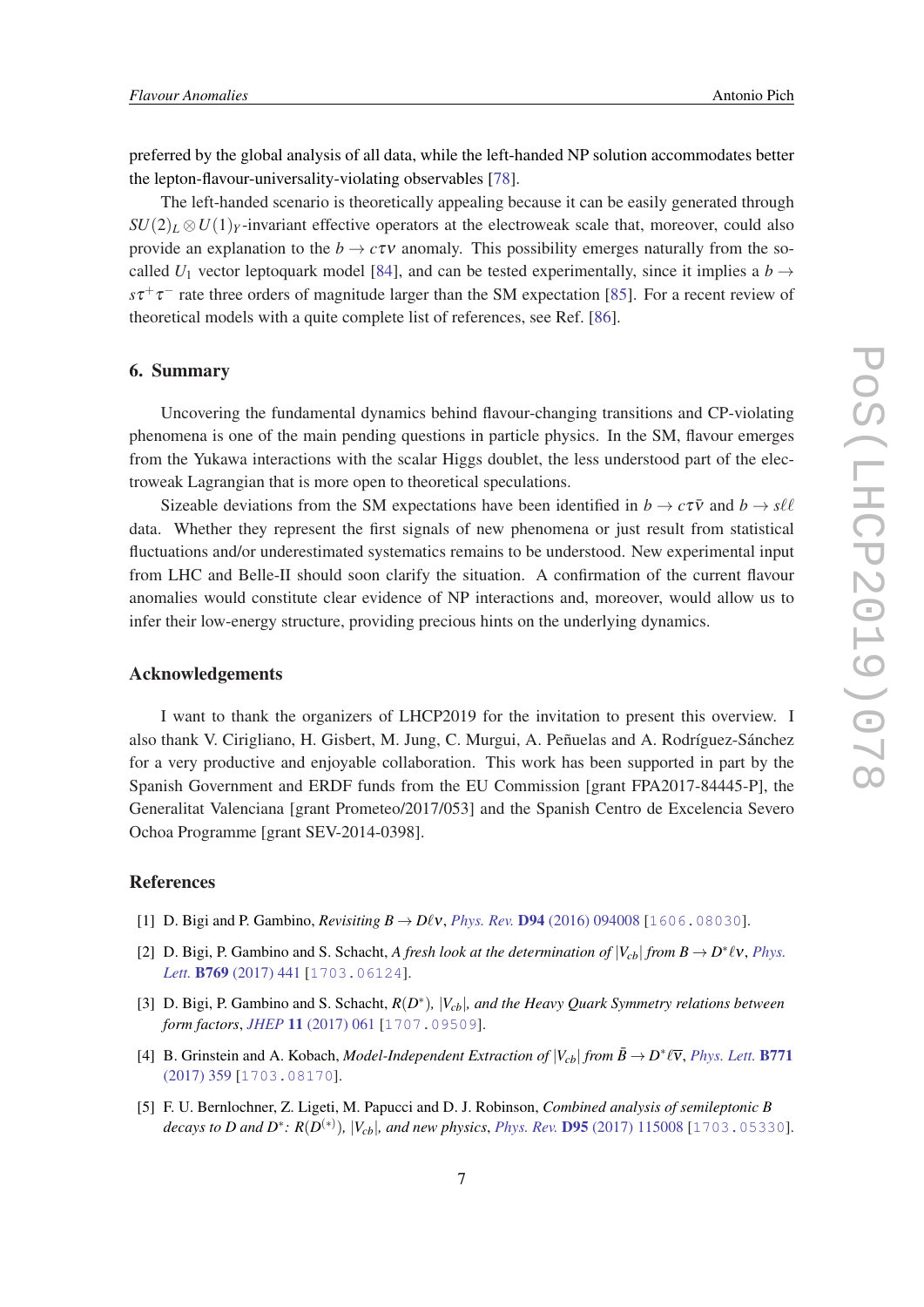preferred by the global analysis of all data, while the left-handed NP solution accommodates better the lepton-flavour-universality-violating observables [78].

The left-handed scenario is theoretically appealing because it can be easily generated through $SU(2)_L \otimes U(1)_Y$-invariant effective operators at the electroweak scale that, moreover, could also provide an explanation to the $b \to c\tau\nu$ anomaly. This possibility emerges naturally from the so-called $U_1$ vector leptoquark model [84], and can be tested experimentally, since it implies a $b \to s\tau^+\tau^-$ rate three orders of magnitude larger than the SM expectation [85]. For a recent review of theoretical models with a quite complete list of references, see Ref. [86].

## 6. Summary

Uncovering the fundamental dynamics behind flavour-changing transitions and CP-violating phenomena is one of the main pending questions in particle physics. In the SM, flavour emerges from the Yukawa interactions with the scalar Higgs doublet, the less understood part of the electroweak Lagrangian that is more open to theoretical speculations.

Sizeable deviations from the SM expectations have been identified in $b \to c\tau\bar{\nu}$ and $b \to s\ell\ell$ data. Whether they represent the first signals of new phenomena or just result from statistical fluctuations and/or underestimated systematics remains to be understood. New experimental input from LHC and Belle-II should soon clarify the situation. A confirmation of the current flavour anomalies would constitute clear evidence of NP interactions and, moreover, would allow us to infer their low-energy structure, providing precious hints on the underlying dynamics.

## Acknowledgements

I want to thank the organizers of LHCP2019 for the invitation to present this overview. I also thank V. Cirigliano, H. Gisbert, M. Jung, C. Murgui, A. Peñuelas and A. Rodríguez-Sánchez for a very productive and enjoyable collaboration. This work has been supported in part by the Spanish Government and ERDF funds from the EU Commission [grant FPA2017-84445-P], the Generalitat Valenciana [grant Prometeo/2017/053] and the Spanish Centro de Excelencia Severo Ochoa Programme [grant SEV-2014-0398].

## References

[1] D. Bigi and P. Gambino, *Revisiting $B \to D\ell\nu$*, *Phys. Rev.* **D94** (2016) 094008 [1606.08030].

[2] D. Bigi, P. Gambino and S. Schacht, *A fresh look at the determination of $|V_{cb}|$ from $B \to D^*\ell\nu$*, *Phys. Lett.* **B769** (2017) 441 [1703.06124].

[3] D. Bigi, P. Gambino and S. Schacht, *$R(D^*)$, $|V_{cb}|$, and the Heavy Quark Symmetry relations between form factors*, *JHEP* **11** (2017) 061 [1707.09509].

[4] B. Grinstein and A. Kobach, *Model-Independent Extraction of $|V_{cb}|$ from $\bar{B} \to D^*\ell\bar{\nu}$*, *Phys. Lett.* **B771** (2017) 359 [1703.08170].

[5] F. U. Bernlochner, Z. Ligeti, M. Papucci and D. J. Robinson, *Combined analysis of semileptonic B decays to D and $D^*$: $R(D^{(*)})$, $|V_{cb}|$, and new physics*, *Phys. Rev.* **D95** (2017) 115008 [1703.05330].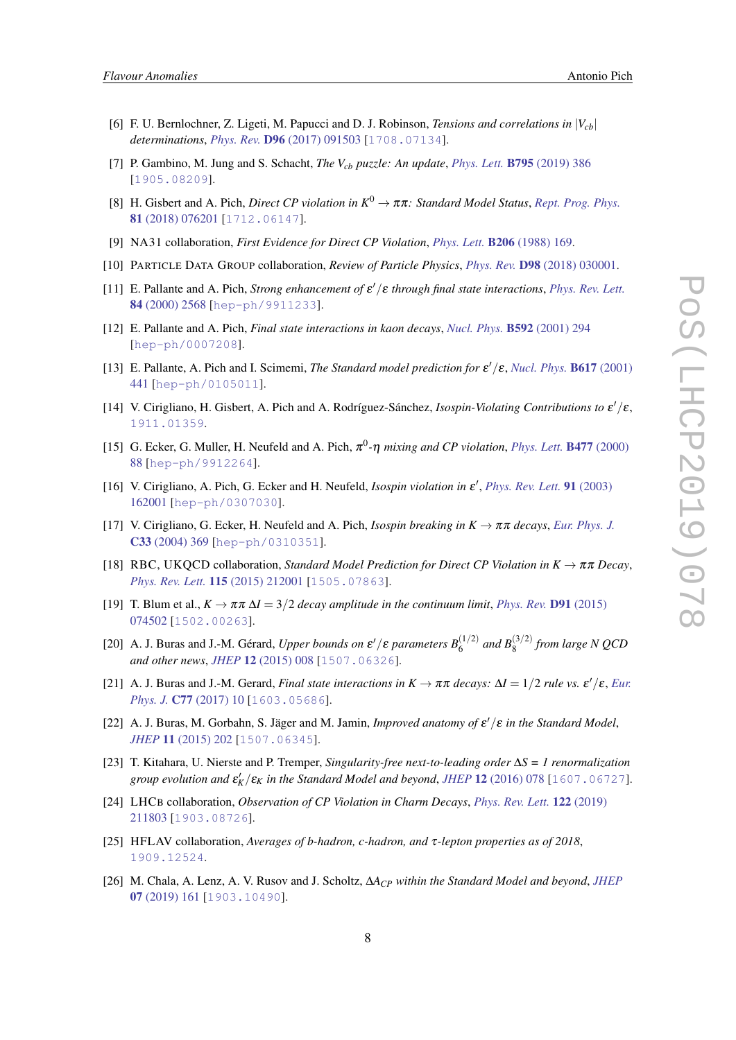[6] F. U. Bernlochner, Z. Ligeti, M. Papucci and D. J. Robinson, *Tensions and correlations in $|V_{cb}|$ determinations*, Phys. Rev. **D96** (2017) 091503 [1708.07134].

[7] P. Gambino, M. Jung and S. Schacht, *The $V_{cb}$ puzzle: An update*, Phys. Lett. **B795** (2019) 386 [1905.08209].

[8] H. Gisbert and A. Pich, *Direct CP violation in $K^0 \to \pi\pi$: Standard Model Status*, Rept. Prog. Phys. **81** (2018) 076201 [1712.06147].

[9] NA31 collaboration, *First Evidence for Direct CP Violation*, Phys. Lett. **B206** (1988) 169.

[10] Particle Data Group collaboration, *Review of Particle Physics*, Phys. Rev. **D98** (2018) 030001.

[11] E. Pallante and A. Pich, *Strong enhancement of $\varepsilon'/\varepsilon$ through final state interactions*, Phys. Rev. Lett. **84** (2000) 2568 [hep-ph/9911233].

[12] E. Pallante and A. Pich, *Final state interactions in kaon decays*, Nucl. Phys. **B592** (2001) 294 [hep-ph/0007208].

[13] E. Pallante, A. Pich and I. Scimemi, *The Standard model prediction for $\varepsilon'/\varepsilon$*, Nucl. Phys. **B617** (2001) 441 [hep-ph/0105011].

[14] V. Cirigliano, H. Gisbert, A. Pich and A. Rodríguez-Sánchez, *Isospin-Violating Contributions to $\varepsilon'/\varepsilon$*, 1911.01359.

[15] G. Ecker, G. Muller, H. Neufeld and A. Pich, *$\pi^0$-$\eta$ mixing and CP violation*, Phys. Lett. **B477** (2000) 88 [hep-ph/9912264].

[16] V. Cirigliano, A. Pich, G. Ecker and H. Neufeld, *Isospin violation in $\varepsilon'$*, Phys. Rev. Lett. **91** (2003) 162001 [hep-ph/0307030].

[17] V. Cirigliano, G. Ecker, H. Neufeld and A. Pich, *Isospin breaking in $K \to \pi\pi$ decays*, Eur. Phys. J. **C33** (2004) 369 [hep-ph/0310351].

[18] RBC, UKQCD collaboration, *Standard Model Prediction for Direct CP Violation in $K \to \pi\pi$ Decay*, Phys. Rev. Lett. **115** (2015) 212001 [1505.07863].

[19] T. Blum et al., *$K \to \pi\pi$ $\Delta I = 3/2$ decay amplitude in the continuum limit*, Phys. Rev. **D91** (2015) 074502 [1502.00263].

[20] A. J. Buras and J.-M. Gérard, *Upper bounds on $\varepsilon'/\varepsilon$ parameters $B_6^{(1/2)}$ and $B_8^{(3/2)}$ from large N QCD and other news*, JHEP **12** (2015) 008 [1507.06326].

[21] A. J. Buras and J.-M. Gerard, *Final state interactions in $K \to \pi\pi$ decays: $\Delta I = 1/2$ rule vs. $\varepsilon'/\varepsilon$*, Eur. Phys. J. **C77** (2017) 10 [1603.05686].

[22] A. J. Buras, M. Gorbahn, S. Jäger and M. Jamin, *Improved anatomy of $\varepsilon'/\varepsilon$ in the Standard Model*, JHEP **11** (2015) 202 [1507.06345].

[23] T. Kitahara, U. Nierste and P. Tremper, *Singularity-free next-to-leading order $\Delta S$ = 1 renormalization group evolution and $\varepsilon'_K/\varepsilon_K$ in the Standard Model and beyond*, JHEP **12** (2016) 078 [1607.06727].

[24] LHCb collaboration, *Observation of CP Violation in Charm Decays*, Phys. Rev. Lett. **122** (2019) 211803 [1903.08726].

[25] HFLAV collaboration, *Averages of b-hadron, c-hadron, and $\tau$-lepton properties as of 2018*, 1909.12524.

[26] M. Chala, A. Lenz, A. V. Rusov and J. Scholtz, *$\Delta A_{CP}$ within the Standard Model and beyond*, JHEP **07** (2019) 161 [1903.10490].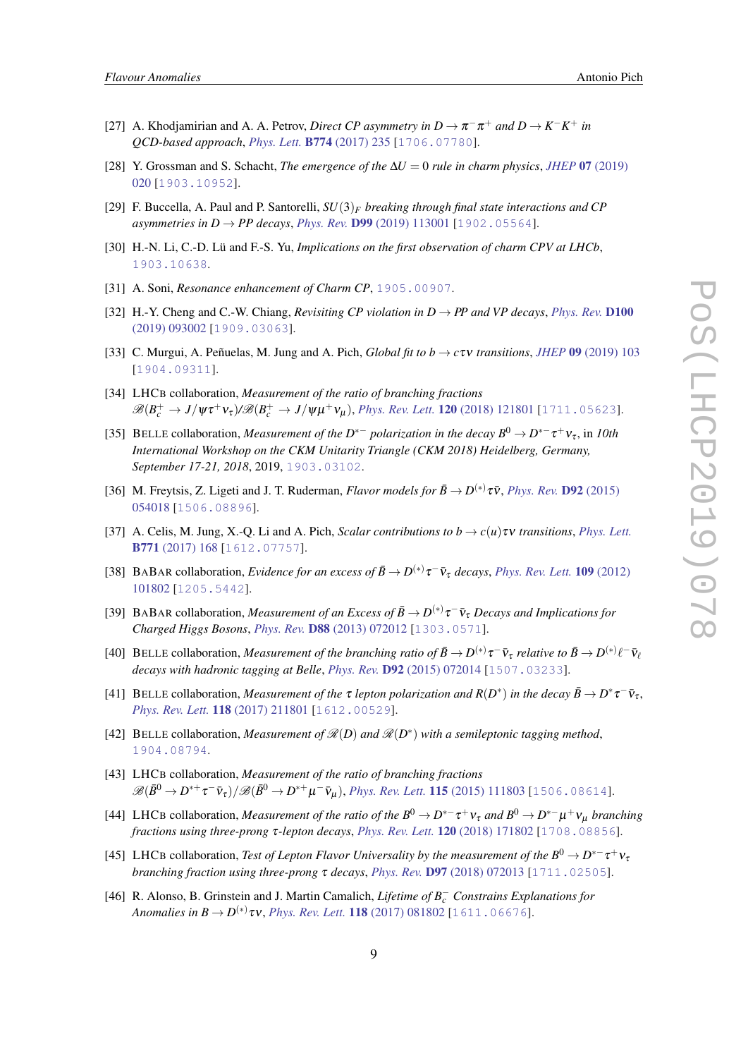[27] A. Khodjamirian and A. A. Petrov, *Direct CP asymmetry in $D \to \pi^-\pi^+$ and $D \to K^-K^+$ in QCD-based approach*, *Phys. Lett.* **B774** (2017) 235 [1706.07780].

[28] Y. Grossman and S. Schacht, *The emergence of the $\Delta U = 0$ rule in charm physics*, *JHEP* **07** (2019) 020 [1903.10952].

[29] F. Buccella, A. Paul and P. Santorelli, *$SU(3)_F$ breaking through final state interactions and CP asymmetries in $D \to PP$ decays*, *Phys. Rev.* **D99** (2019) 113001 [1902.05564].

[30] H.-N. Li, C.-D. Lü and F.-S. Yu, *Implications on the first observation of charm CPV at LHCb*, 1903.10638.

[31] A. Soni, *Resonance enhancement of Charm CP*, 1905.00907.

[32] H.-Y. Cheng and C.-W. Chiang, *Revisiting CP violation in $D \to PP$ and $VP$ decays*, *Phys. Rev.* **D100** (2019) 093002 [1909.03063].

[33] C. Murgui, A. Peñuelas, M. Jung and A. Pich, *Global fit to $b \to c\tau\nu$ transitions*, *JHEP* **09** (2019) 103 [1904.09311].

[34] LHCb collaboration, *Measurement of the ratio of branching fractions $\mathscr{B}(B_c^+ \to J/\psi\tau^+\nu_\tau)/\mathscr{B}(B_c^+ \to J/\psi\mu^+\nu_\mu)$*, *Phys. Rev. Lett.* **120** (2018) 121801 [1711.05623].

[35] Belle collaboration, *Measurement of the $D^{*-}$ polarization in the decay $B^0 \to D^{*-}\tau^+\nu_\tau$*, in *10th International Workshop on the CKM Unitarity Triangle (CKM 2018) Heidelberg, Germany, September 17-21, 2018*, 2019, 1903.03102.

[36] M. Freytsis, Z. Ligeti and J. T. Ruderman, *Flavor models for $\bar{B} \to D^{(*)}\tau\bar{\nu}$*, *Phys. Rev.* **D92** (2015) 054018 [1506.08896].

[37] A. Celis, M. Jung, X.-Q. Li and A. Pich, *Scalar contributions to $b \to c(u)\tau\nu$ transitions*, *Phys. Lett.* **B771** (2017) 168 [1612.07757].

[38] BaBar collaboration, *Evidence for an excess of $\bar{B} \to D^{(*)}\tau^-\bar{\nu}_\tau$ decays*, *Phys. Rev. Lett.* **109** (2012) 101802 [1205.5442].

[39] BaBar collaboration, *Measurement of an Excess of $\bar{B} \to D^{(*)}\tau^-\bar{\nu}_\tau$ Decays and Implications for Charged Higgs Bosons*, *Phys. Rev.* **D88** (2013) 072012 [1303.0571].

[40] Belle collaboration, *Measurement of the branching ratio of $\bar{B} \to D^{(*)}\tau^-\bar{\nu}_\tau$ relative to $\bar{B} \to D^{(*)}\ell^-\bar{\nu}_\ell$ decays with hadronic tagging at Belle*, *Phys. Rev.* **D92** (2015) 072014 [1507.03233].

[41] Belle collaboration, *Measurement of the $\tau$ lepton polarization and $R(D^*)$ in the decay $\bar{B} \to D^*\tau^-\bar{\nu}_\tau$*, *Phys. Rev. Lett.* **118** (2017) 211801 [1612.00529].

[42] Belle collaboration, *Measurement of $\mathscr{R}(D)$ and $\mathscr{R}(D^*)$ with a semileptonic tagging method*, 1904.08794.

[43] LHCb collaboration, *Measurement of the ratio of branching fractions $\mathscr{B}(\bar{B}^0 \to D^{*+}\tau^-\bar{\nu}_\tau)/\mathscr{B}(\bar{B}^0 \to D^{*+}\mu^-\bar{\nu}_\mu)$*, *Phys. Rev. Lett.* **115** (2015) 111803 [1506.08614].

[44] LHCb collaboration, *Measurement of the ratio of the $B^0 \to D^{*-}\tau^+\nu_\tau$ and $B^0 \to D^{*-}\mu^+\nu_\mu$ branching fractions using three-prong $\tau$-lepton decays*, *Phys. Rev. Lett.* **120** (2018) 171802 [1708.08856].

[45] LHCb collaboration, *Test of Lepton Flavor Universality by the measurement of the $B^0 \to D^{*-}\tau^+\nu_\tau$ branching fraction using three-prong $\tau$ decays*, *Phys. Rev.* **D97** (2018) 072013 [1711.02505].

[46] R. Alonso, B. Grinstein and J. Martin Camalich, *Lifetime of $B_c^-$ Constrains Explanations for Anomalies in $B \to D^{(*)}\tau\nu$*, *Phys. Rev. Lett.* **118** (2017) 081802 [1611.06676].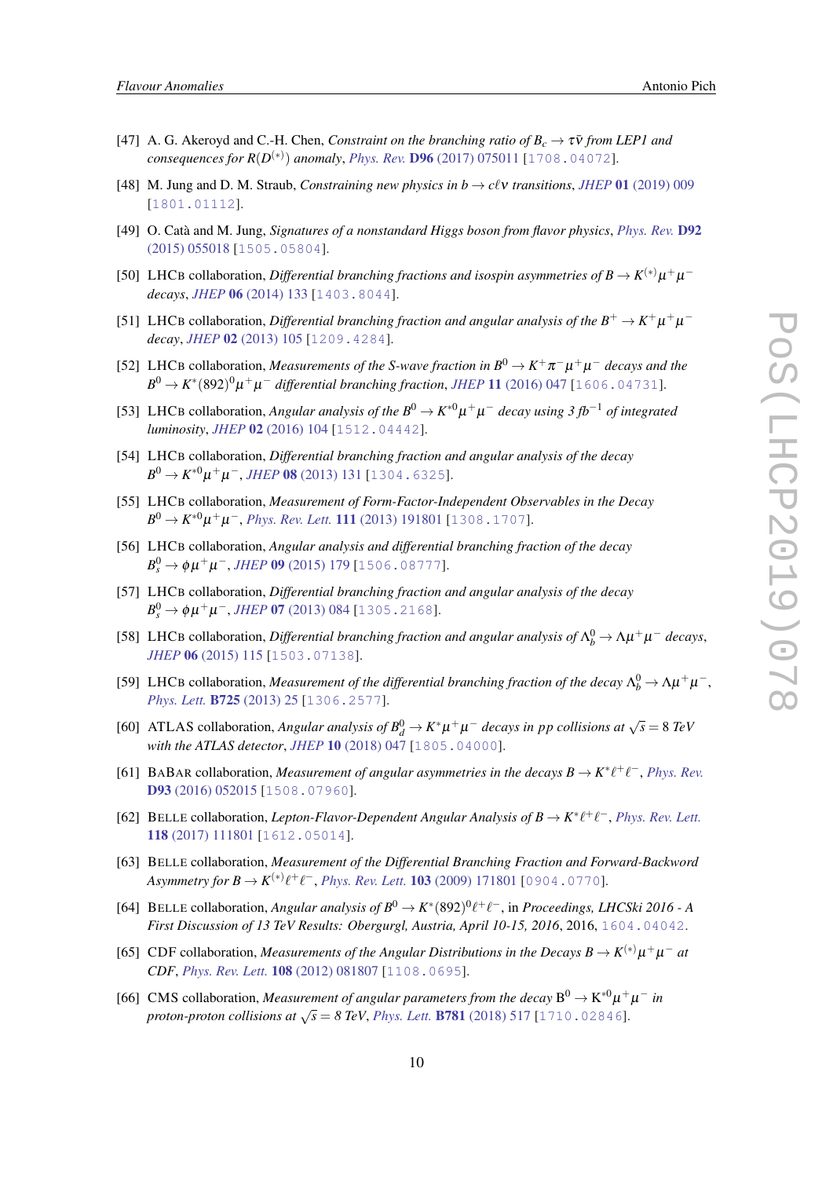[47] A. G. Akeroyd and C.-H. Chen, *Constraint on the branching ratio of $B_c \to \tau\bar{\nu}$ from LEP1 and consequences for $R(D^{(*)})$ anomaly*, Phys. Rev. **D96** (2017) 075011 [1708.04072].

[48] M. Jung and D. M. Straub, *Constraining new physics in $b \to c\ell\nu$ transitions*, JHEP **01** (2019) 009 [1801.01112].

[49] O. Catà and M. Jung, *Signatures of a nonstandard Higgs boson from flavor physics*, Phys. Rev. **D92** (2015) 055018 [1505.05804].

[50] LHCb collaboration, *Differential branching fractions and isospin asymmetries of $B \to K^{(*)}\mu^+\mu^-$ decays*, JHEP **06** (2014) 133 [1403.8044].

[51] LHCb collaboration, *Differential branching fraction and angular analysis of the $B^+ \to K^+\mu^+\mu^-$ decay*, JHEP **02** (2013) 105 [1209.4284].

[52] LHCb collaboration, *Measurements of the S-wave fraction in $B^0 \to K^+\pi^-\mu^+\mu^-$ decays and the $B^0 \to K^*(892)^0\mu^+\mu^-$ differential branching fraction*, JHEP **11** (2016) 047 [1606.04731].

[53] LHCb collaboration, *Angular analysis of the $B^0 \to K^{*0}\mu^+\mu^-$ decay using 3 $fb^{-1}$ of integrated luminosity*, JHEP **02** (2016) 104 [1512.04442].

[54] LHCb collaboration, *Differential branching fraction and angular analysis of the decay $B^0 \to K^{*0}\mu^+\mu^-$*, JHEP **08** (2013) 131 [1304.6325].

[55] LHCb collaboration, *Measurement of Form-Factor-Independent Observables in the Decay $B^0 \to K^{*0}\mu^+\mu^-$*, Phys. Rev. Lett. **111** (2013) 191801 [1308.1707].

[56] LHCb collaboration, *Angular analysis and differential branching fraction of the decay $B_s^0 \to \phi\mu^+\mu^-$*, JHEP **09** (2015) 179 [1506.08777].

[57] LHCb collaboration, *Differential branching fraction and angular analysis of the decay $B_s^0 \to \phi\mu^+\mu^-$*, JHEP **07** (2013) 084 [1305.2168].

[58] LHCb collaboration, *Differential branching fraction and angular analysis of $\Lambda_b^0 \to \Lambda\mu^+\mu^-$ decays*, JHEP **06** (2015) 115 [1503.07138].

[59] LHCb collaboration, *Measurement of the differential branching fraction of the decay $\Lambda_b^0 \to \Lambda\mu^+\mu^-$*, Phys. Lett. **B725** (2013) 25 [1306.2577].

[60] ATLAS collaboration, *Angular analysis of $B_d^0 \to K^*\mu^+\mu^-$ decays in pp collisions at $\sqrt{s} = 8$ TeV with the ATLAS detector*, JHEP **10** (2018) 047 [1805.04000].

[61] BaBar collaboration, *Measurement of angular asymmetries in the decays $B \to K^*\ell^+\ell^-$*, Phys. Rev. **D93** (2016) 052015 [1508.07960].

[62] Belle collaboration, *Lepton-Flavor-Dependent Angular Analysis of $B \to K^*\ell^+\ell^-$*, Phys. Rev. Lett. **118** (2017) 111801 [1612.05014].

[63] Belle collaboration, *Measurement of the Differential Branching Fraction and Forward-Backword Asymmetry for $B \to K^{(*)}\ell^+\ell^-$*, Phys. Rev. Lett. **103** (2009) 171801 [0904.0770].

[64] Belle collaboration, *Angular analysis of $B^0 \to K^*(892)^0\ell^+\ell^-$*, in *Proceedings, LHCSki 2016 - A First Discussion of 13 TeV Results: Obergurgl, Austria, April 10-15, 2016*, 2016, 1604.04042.

[65] CDF collaboration, *Measurements of the Angular Distributions in the Decays $B \to K^{(*)}\mu^+\mu^-$ at CDF*, Phys. Rev. Lett. **108** (2012) 081807 [1108.0695].

[66] CMS collaboration, *Measurement of angular parameters from the decay $\mathrm{B}^0 \to \mathrm{K}^{*0}\mu^+\mu^-$ in proton-proton collisions at $\sqrt{s} = 8$ TeV*, Phys. Lett. **B781** (2018) 517 [1710.02846].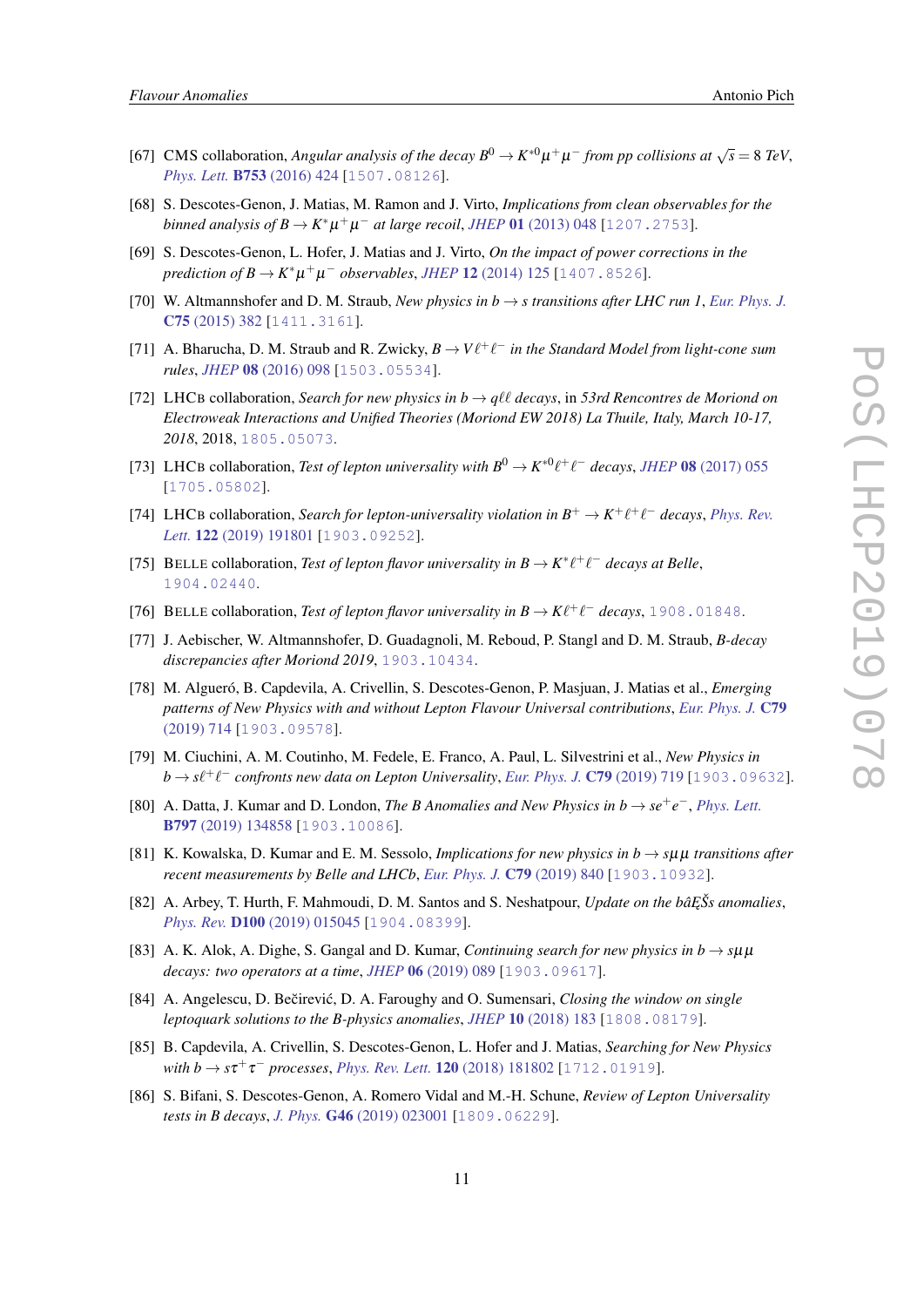[67] CMS collaboration, *Angular analysis of the decay $B^0 \to K^{*0}\mu^+\mu^-$ from pp collisions at $\sqrt{s} = 8$ TeV*, *Phys. Lett.* **B753** (2016) 424 [1507.08126].

[68] S. Descotes-Genon, J. Matias, M. Ramon and J. Virto, *Implications from clean observables for the binned analysis of $B \to K^*\mu^+\mu^-$ at large recoil*, *JHEP* **01** (2013) 048 [1207.2753].

[69] S. Descotes-Genon, L. Hofer, J. Matias and J. Virto, *On the impact of power corrections in the prediction of $B \to K^*\mu^+\mu^-$ observables*, *JHEP* **12** (2014) 125 [1407.8526].

[70] W. Altmannshofer and D. M. Straub, *New physics in $b \to s$ transitions after LHC run 1*, *Eur. Phys. J.* **C75** (2015) 382 [1411.3161].

[71] A. Bharucha, D. M. Straub and R. Zwicky, *$B \to V\ell^+\ell^-$ in the Standard Model from light-cone sum rules*, *JHEP* **08** (2016) 098 [1503.05534].

[72] LHCb collaboration, *Search for new physics in $b \to q\ell\ell$ decays*, in *53rd Rencontres de Moriond on Electroweak Interactions and Unified Theories (Moriond EW 2018) La Thuile, Italy, March 10-17, 2018*, 2018, 1805.05073.

[73] LHCb collaboration, *Test of lepton universality with $B^0 \to K^{*0}\ell^+\ell^-$ decays*, *JHEP* **08** (2017) 055 [1705.05802].

[74] LHCb collaboration, *Search for lepton-universality violation in $B^+ \to K^+\ell^+\ell^-$ decays*, *Phys. Rev. Lett.* **122** (2019) 191801 [1903.09252].

[75] Belle collaboration, *Test of lepton flavor universality in $B \to K^*\ell^+\ell^-$ decays at Belle*, 1904.02440.

[76] Belle collaboration, *Test of lepton flavor universality in $B \to K\ell^+\ell^-$ decays*, 1908.01848.

[77] J. Aebischer, W. Altmannshofer, D. Guadagnoli, M. Reboud, P. Stangl and D. M. Straub, *B-decay discrepancies after Moriond 2019*, 1903.10434.

[78] M. Algueró, B. Capdevila, A. Crivellin, S. Descotes-Genon, P. Masjuan, J. Matias et al., *Emerging patterns of New Physics with and without Lepton Flavour Universal contributions*, *Eur. Phys. J.* **C79** (2019) 714 [1903.09578].

[79] M. Ciuchini, A. M. Coutinho, M. Fedele, E. Franco, A. Paul, L. Silvestrini et al., *New Physics in $b \to s\ell^+\ell^-$ confronts new data on Lepton Universality*, *Eur. Phys. J.* **C79** (2019) 719 [1903.09632].

[80] A. Datta, J. Kumar and D. London, *The B Anomalies and New Physics in $b \to se^+e^-$*, *Phys. Lett.* **B797** (2019) 134858 [1903.10086].

[81] K. Kowalska, D. Kumar and E. M. Sessolo, *Implications for new physics in $b \to s\mu\mu$ transitions after recent measurements by Belle and LHCb*, *Eur. Phys. J.* **C79** (2019) 840 [1903.10932].

[82] A. Arbey, T. Hurth, F. Mahmoudi, D. M. Santos and S. Neshatpour, *Update on the bâĘŠs anomalies*, *Phys. Rev.* **D100** (2019) 015045 [1904.08399].

[83] A. K. Alok, A. Dighe, S. Gangal and D. Kumar, *Continuing search for new physics in $b \to s\mu\mu$ decays: two operators at a time*, *JHEP* **06** (2019) 089 [1903.09617].

[84] A. Angelescu, D. Bečirević, D. A. Faroughy and O. Sumensari, *Closing the window on single leptoquark solutions to the B-physics anomalies*, *JHEP* **10** (2018) 183 [1808.08179].

[85] B. Capdevila, A. Crivellin, S. Descotes-Genon, L. Hofer and J. Matias, *Searching for New Physics with $b \to s\tau^+\tau^-$ processes*, *Phys. Rev. Lett.* **120** (2018) 181802 [1712.01919].

[86] S. Bifani, S. Descotes-Genon, A. Romero Vidal and M.-H. Schune, *Review of Lepton Universality tests in B decays*, *J. Phys.* **G46** (2019) 023001 [1809.06229].